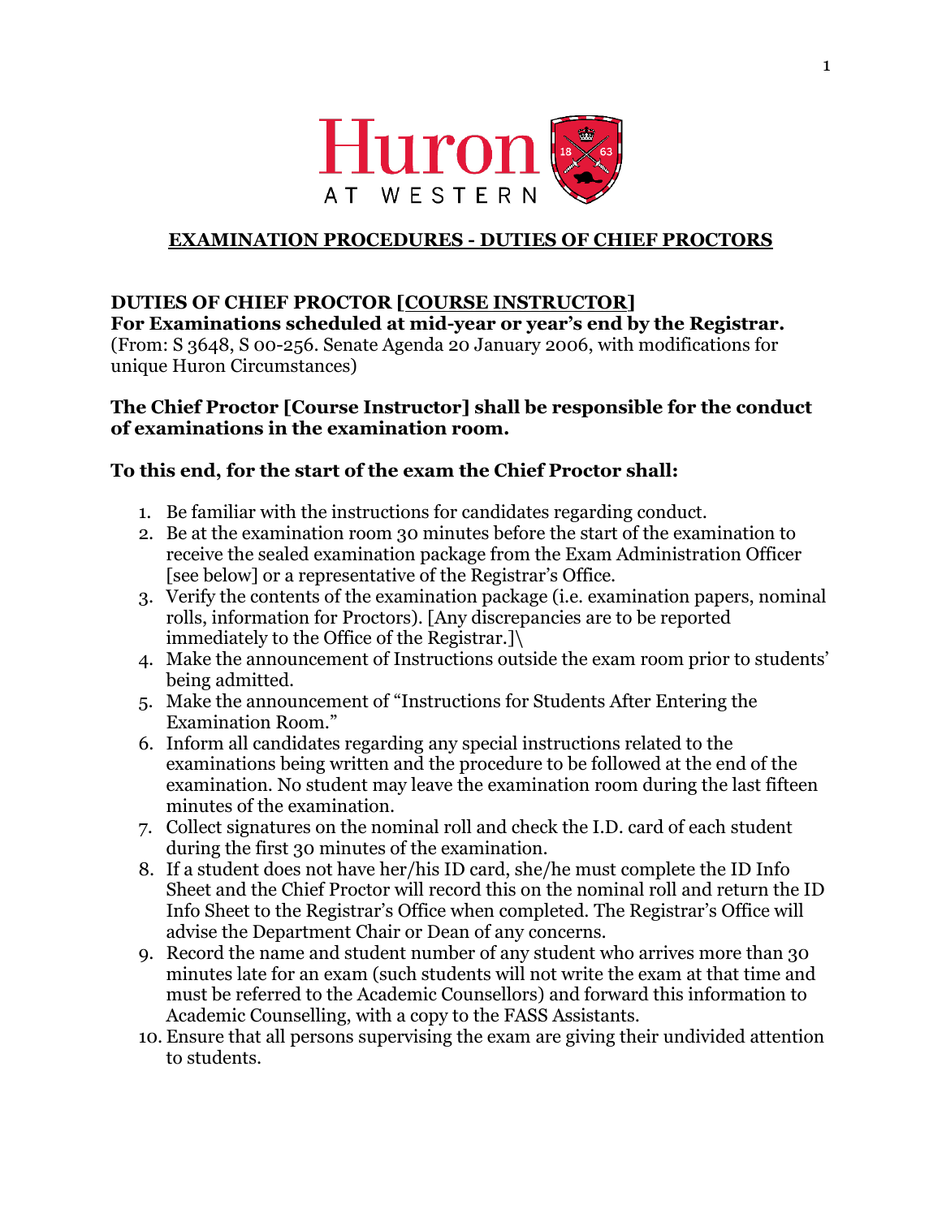# EXAMINATION PROCEDURES - DUTIES OF CHIEF PROCTORS

## DUTIES OF CHIEF PROCTOR [COURSE INSTRUCTOR]

**For Examinations scheduled at mid-year or year's end by the Registrar.**
(From: S 3648, S 00-256. Senate Agenda 20 January 2006, with modifications for unique Huron Circumstances)

**The Chief Proctor [Course Instructor] shall be responsible for the conduct of examinations in the examination room.**

**To this end, for the start of the exam the Chief Proctor shall:**

1. Be familiar with the instructions for candidates regarding conduct.
2. Be at the examination room 30 minutes before the start of the examination to receive the sealed examination package from the Exam Administration Officer [see below] or a representative of the Registrar's Office.
3. Verify the contents of the examination package (i.e. examination papers, nominal rolls, information for Proctors). [Any discrepancies are to be reported immediately to the Office of the Registrar.]\
4. Make the announcement of Instructions outside the exam room prior to students' being admitted.
5. Make the announcement of "Instructions for Students After Entering the Examination Room."
6. Inform all candidates regarding any special instructions related to the examinations being written and the procedure to be followed at the end of the examination. No student may leave the examination room during the last fifteen minutes of the examination.
7. Collect signatures on the nominal roll and check the I.D. card of each student during the first 30 minutes of the examination.
8. If a student does not have her/his ID card, she/he must complete the ID Info Sheet and the Chief Proctor will record this on the nominal roll and return the ID Info Sheet to the Registrar's Office when completed. The Registrar's Office will advise the Department Chair or Dean of any concerns.
9. Record the name and student number of any student who arrives more than 30 minutes late for an exam (such students will not write the exam at that time and must be referred to the Academic Counsellors) and forward this information to Academic Counselling, with a copy to the FASS Assistants.
10. Ensure that all persons supervising the exam are giving their undivided attention to students.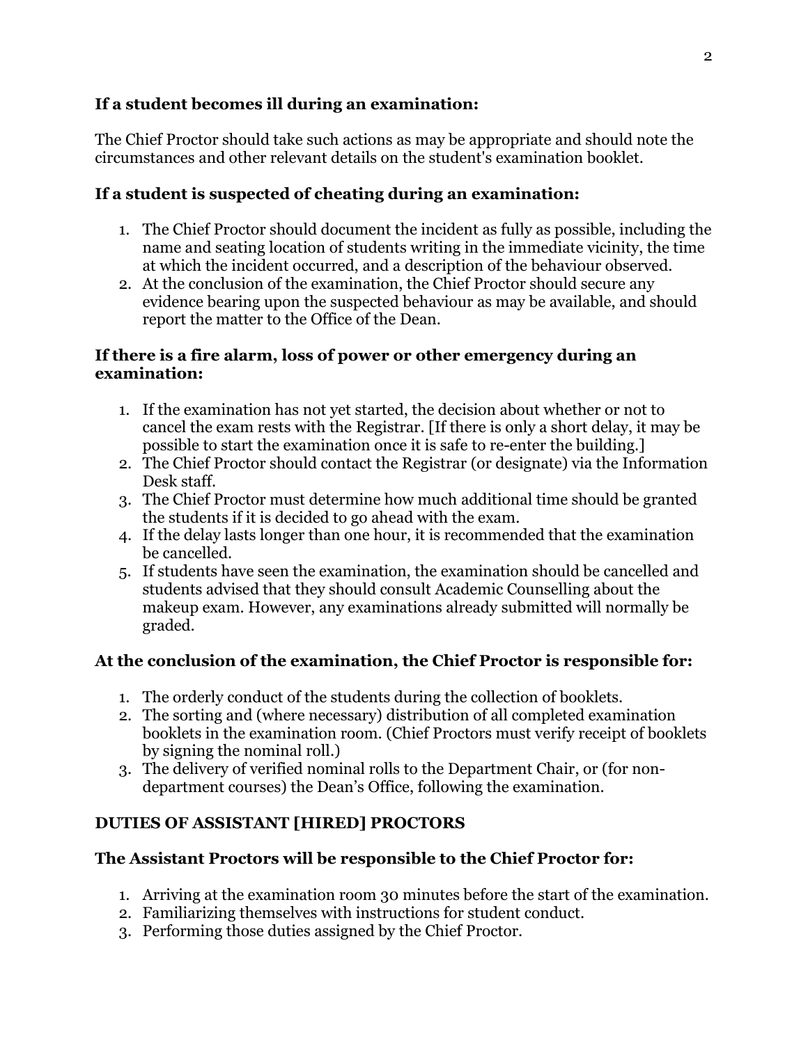**If a student becomes ill during an examination:**

The Chief Proctor should take such actions as may be appropriate and should note the circumstances and other relevant details on the student's examination booklet.

**If a student is suspected of cheating during an examination:**

1. The Chief Proctor should document the incident as fully as possible, including the name and seating location of students writing in the immediate vicinity, the time at which the incident occurred, and a description of the behaviour observed.
2. At the conclusion of the examination, the Chief Proctor should secure any evidence bearing upon the suspected behaviour as may be available, and should report the matter to the Office of the Dean.

**If there is a fire alarm, loss of power or other emergency during an examination:**

1. If the examination has not yet started, the decision about whether or not to cancel the exam rests with the Registrar. [If there is only a short delay, it may be possible to start the examination once it is safe to re-enter the building.]
2. The Chief Proctor should contact the Registrar (or designate) via the Information Desk staff.
3. The Chief Proctor must determine how much additional time should be granted the students if it is decided to go ahead with the exam.
4. If the delay lasts longer than one hour, it is recommended that the examination be cancelled.
5. If students have seen the examination, the examination should be cancelled and students advised that they should consult Academic Counselling about the makeup exam. However, any examinations already submitted will normally be graded.

**At the conclusion of the examination, the Chief Proctor is responsible for:**

1. The orderly conduct of the students during the collection of booklets.
2. The sorting and (where necessary) distribution of all completed examination booklets in the examination room. (Chief Proctors must verify receipt of booklets by signing the nominal roll.)
3. The delivery of verified nominal rolls to the Department Chair, or (for non-department courses) the Dean's Office, following the examination.

**DUTIES OF ASSISTANT [HIRED] PROCTORS**

**The Assistant Proctors will be responsible to the Chief Proctor for:**

1. Arriving at the examination room 30 minutes before the start of the examination.
2. Familiarizing themselves with instructions for student conduct.
3. Performing those duties assigned by the Chief Proctor.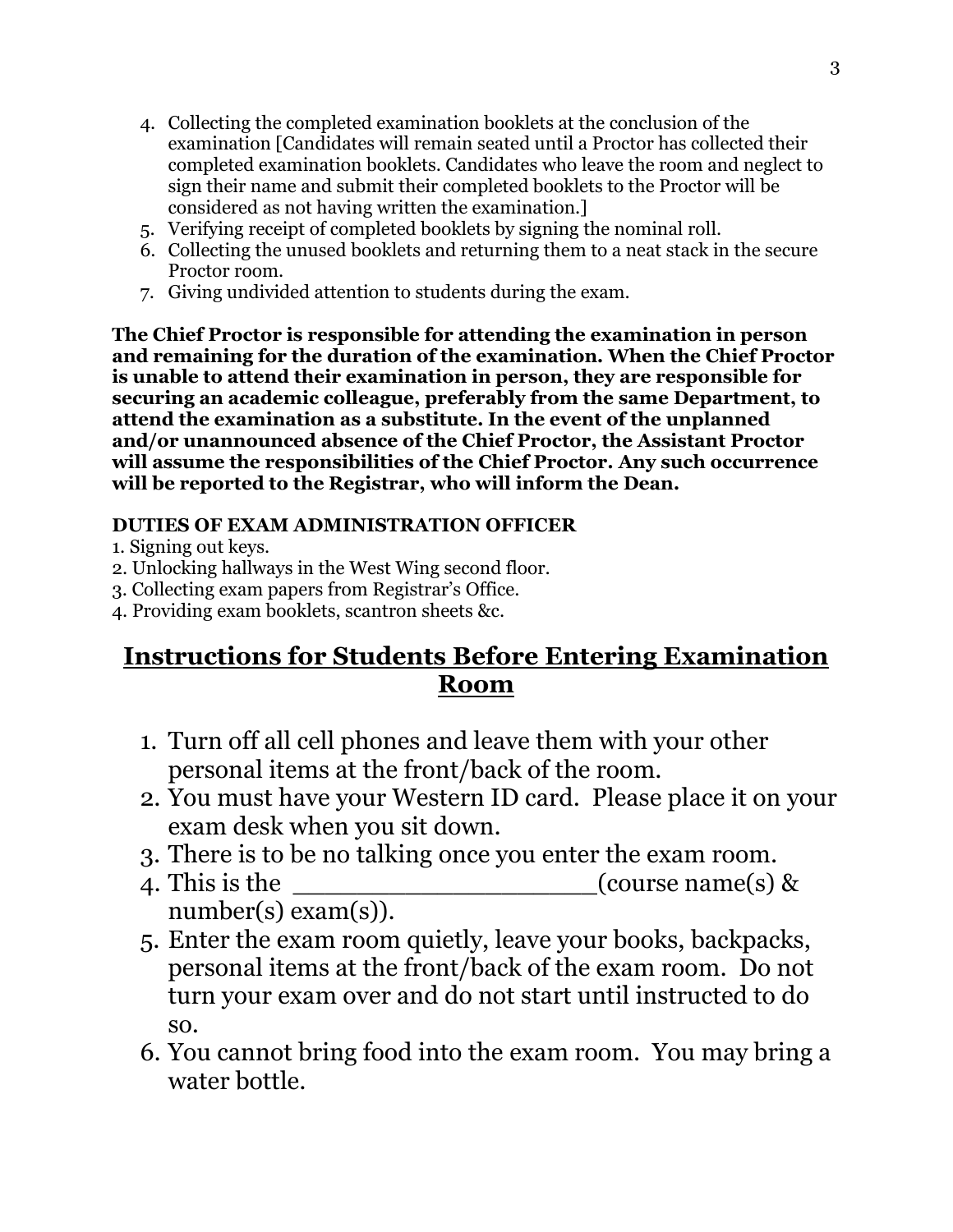4. Collecting the completed examination booklets at the conclusion of the examination [Candidates will remain seated until a Proctor has collected their completed examination booklets. Candidates who leave the room and neglect to sign their name and submit their completed booklets to the Proctor will be considered as not having written the examination.]
5. Verifying receipt of completed booklets by signing the nominal roll.
6. Collecting the unused booklets and returning them to a neat stack in the secure Proctor room.
7. Giving undivided attention to students during the exam.

**The Chief Proctor is responsible for attending the examination in person and remaining for the duration of the examination. When the Chief Proctor is unable to attend their examination in person, they are responsible for securing an academic colleague, preferably from the same Department, to attend the examination as a substitute. In the event of the unplanned and/or unannounced absence of the Chief Proctor, the Assistant Proctor will assume the responsibilities of the Chief Proctor. Any such occurrence will be reported to the Registrar, who will inform the Dean.**

**DUTIES OF EXAM ADMINISTRATION OFFICER**

1. Signing out keys.
2. Unlocking hallways in the West Wing second floor.
3. Collecting exam papers from Registrar's Office.
4. Providing exam booklets, scantron sheets &c.

## Instructions for Students Before Entering Examination Room

1. Turn off all cell phones and leave them with your other personal items at the front/back of the room.
2. You must have your Western ID card. Please place it on your exam desk when you sit down.
3. There is to be no talking once you enter the exam room.
4. This is the ___________________(course name(s) & number(s) exam(s)).
5. Enter the exam room quietly, leave your books, backpacks, personal items at the front/back of the exam room. Do not turn your exam over and do not start until instructed to do so.
6. You cannot bring food into the exam room. You may bring a water bottle.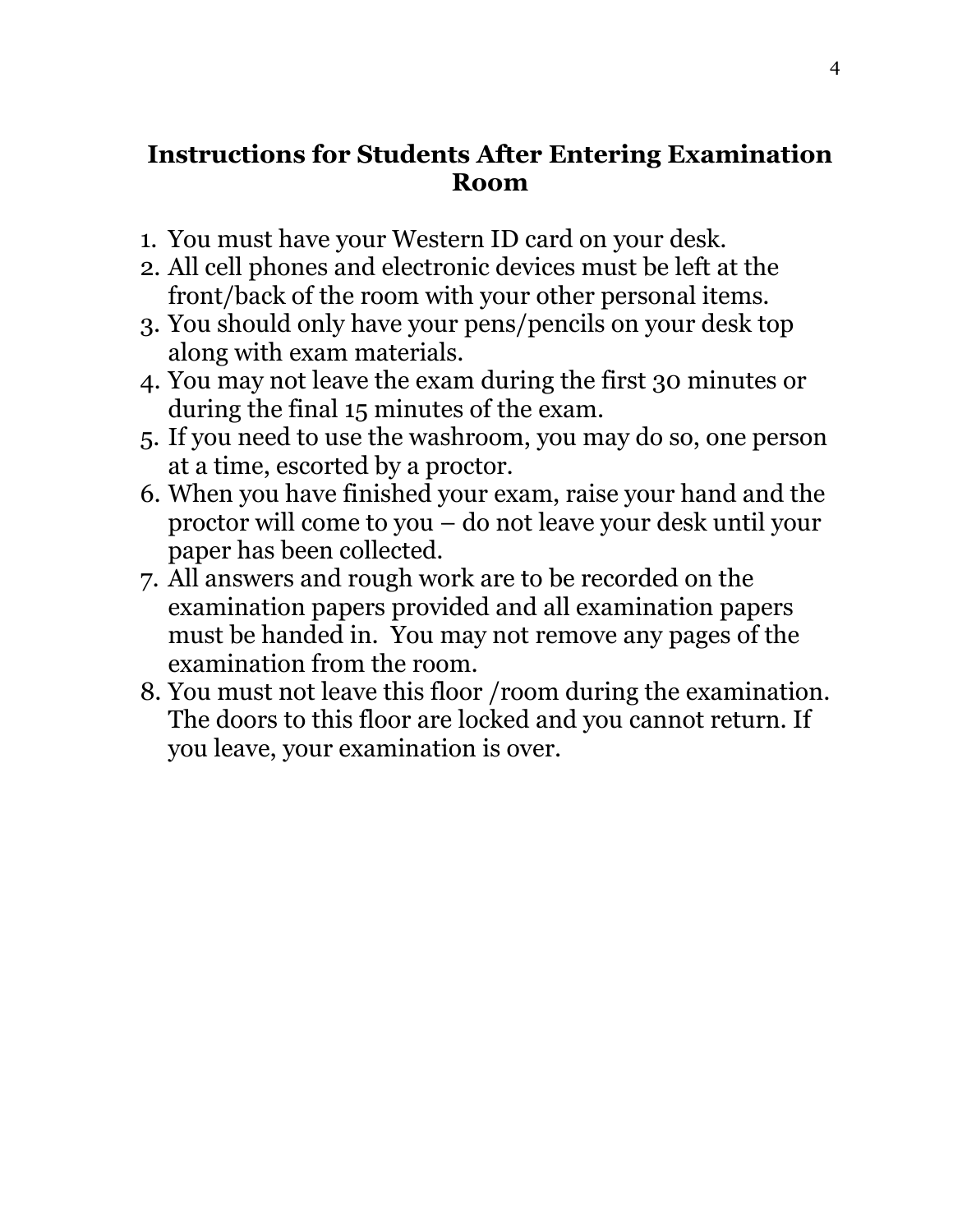## Instructions for Students After Entering Examination Room

1. You must have your Western ID card on your desk.
2. All cell phones and electronic devices must be left at the front/back of the room with your other personal items.
3. You should only have your pens/pencils on your desk top along with exam materials.
4. You may not leave the exam during the first 30 minutes or during the final 15 minutes of the exam.
5. If you need to use the washroom, you may do so, one person at a time, escorted by a proctor.
6. When you have finished your exam, raise your hand and the proctor will come to you – do not leave your desk until your paper has been collected.
7. All answers and rough work are to be recorded on the examination papers provided and all examination papers must be handed in. You may not remove any pages of the examination from the room.
8. You must not leave this floor /room during the examination. The doors to this floor are locked and you cannot return. If you leave, your examination is over.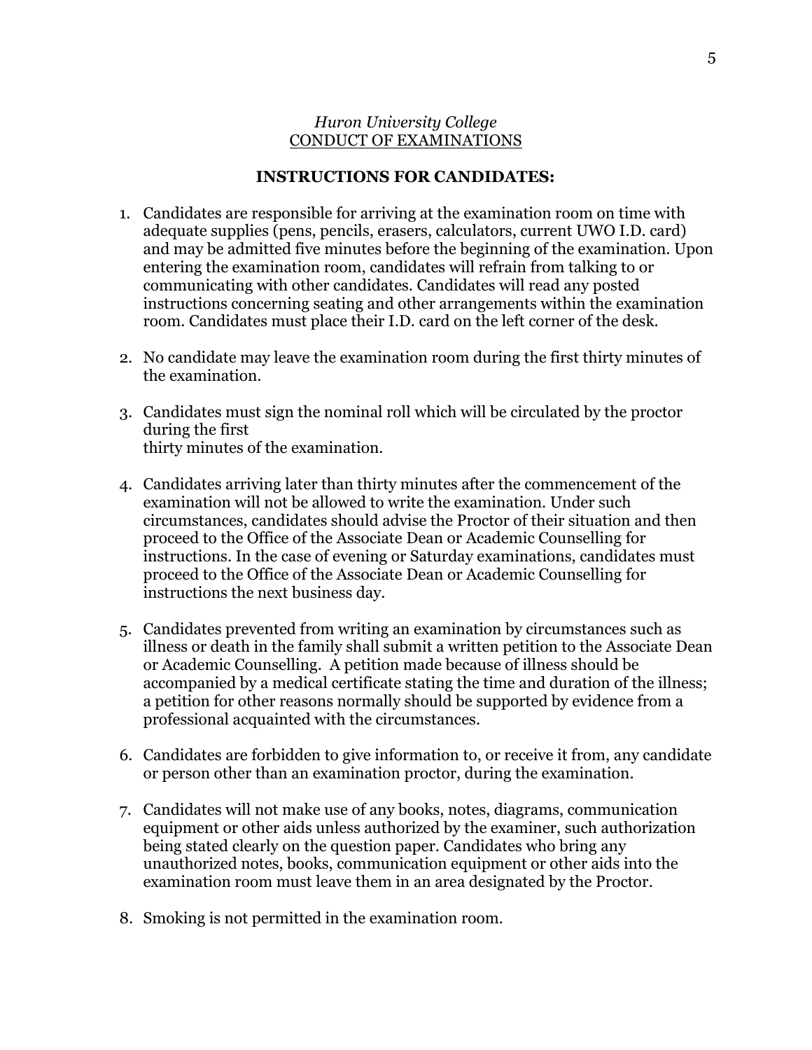*Huron University College*
CONDUCT OF EXAMINATIONS

**INSTRUCTIONS FOR CANDIDATES:**

1. Candidates are responsible for arriving at the examination room on time with adequate supplies (pens, pencils, erasers, calculators, current UWO I.D. card) and may be admitted five minutes before the beginning of the examination. Upon entering the examination room, candidates will refrain from talking to or communicating with other candidates. Candidates will read any posted instructions concerning seating and other arrangements within the examination room. Candidates must place their I.D. card on the left corner of the desk.

2. No candidate may leave the examination room during the first thirty minutes of the examination.

3. Candidates must sign the nominal roll which will be circulated by the proctor during the first thirty minutes of the examination.

4. Candidates arriving later than thirty minutes after the commencement of the examination will not be allowed to write the examination. Under such circumstances, candidates should advise the Proctor of their situation and then proceed to the Office of the Associate Dean or Academic Counselling for instructions. In the case of evening or Saturday examinations, candidates must proceed to the Office of the Associate Dean or Academic Counselling for instructions the next business day.

5. Candidates prevented from writing an examination by circumstances such as illness or death in the family shall submit a written petition to the Associate Dean or Academic Counselling. A petition made because of illness should be accompanied by a medical certificate stating the time and duration of the illness; a petition for other reasons normally should be supported by evidence from a professional acquainted with the circumstances.

6. Candidates are forbidden to give information to, or receive it from, any candidate or person other than an examination proctor, during the examination.

7. Candidates will not make use of any books, notes, diagrams, communication equipment or other aids unless authorized by the examiner, such authorization being stated clearly on the question paper. Candidates who bring any unauthorized notes, books, communication equipment or other aids into the examination room must leave them in an area designated by the Proctor.

8. Smoking is not permitted in the examination room.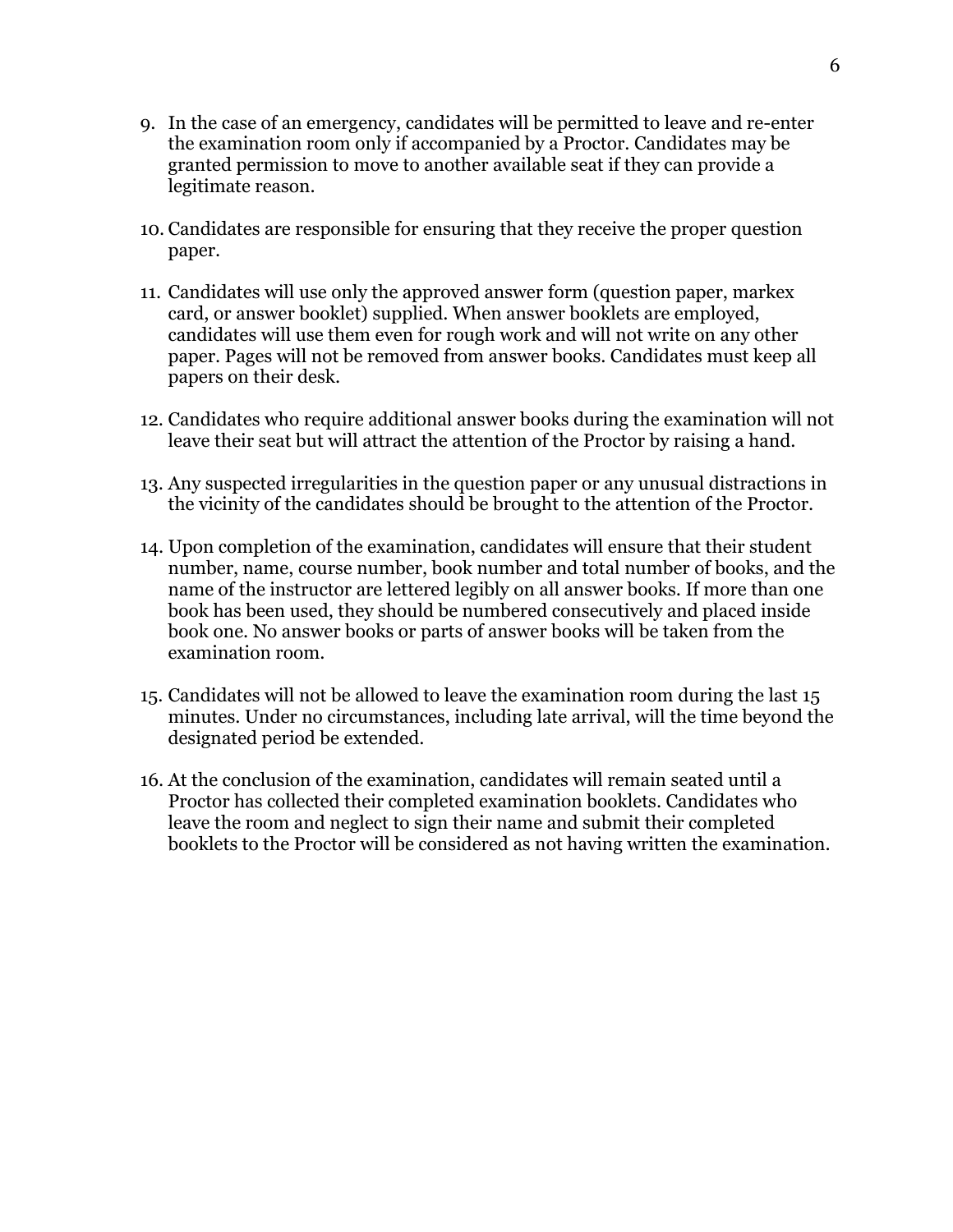9. In the case of an emergency, candidates will be permitted to leave and re-enter the examination room only if accompanied by a Proctor. Candidates may be granted permission to move to another available seat if they can provide a legitimate reason.

10. Candidates are responsible for ensuring that they receive the proper question paper.

11. Candidates will use only the approved answer form (question paper, markex card, or answer booklet) supplied. When answer booklets are employed, candidates will use them even for rough work and will not write on any other paper. Pages will not be removed from answer books. Candidates must keep all papers on their desk.

12. Candidates who require additional answer books during the examination will not leave their seat but will attract the attention of the Proctor by raising a hand.

13. Any suspected irregularities in the question paper or any unusual distractions in the vicinity of the candidates should be brought to the attention of the Proctor.

14. Upon completion of the examination, candidates will ensure that their student number, name, course number, book number and total number of books, and the name of the instructor are lettered legibly on all answer books. If more than one book has been used, they should be numbered consecutively and placed inside book one. No answer books or parts of answer books will be taken from the examination room.

15. Candidates will not be allowed to leave the examination room during the last 15 minutes. Under no circumstances, including late arrival, will the time beyond the designated period be extended.

16. At the conclusion of the examination, candidates will remain seated until a Proctor has collected their completed examination booklets. Candidates who leave the room and neglect to sign their name and submit their completed booklets to the Proctor will be considered as not having written the examination.